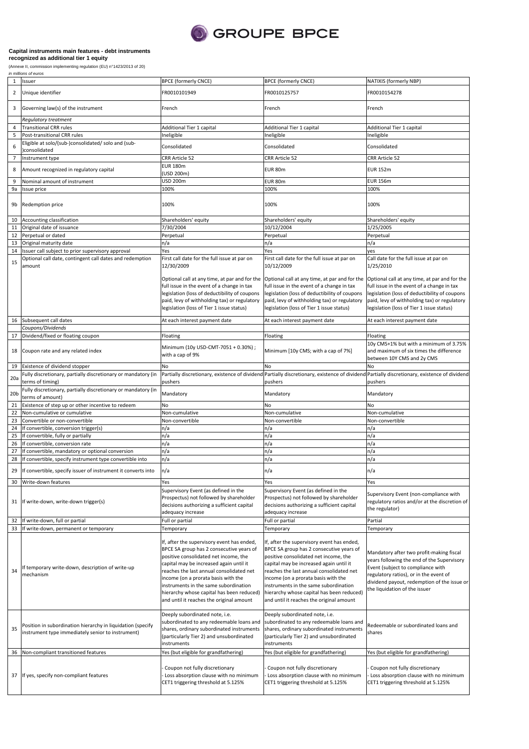**Capital instruments main features - debt instruments recognized as additional tier 1 equity**

(Annexe II, commission implementing regulation (EU) n°1423/2013 of 20)

*in millions of euros*

| | | | | |
|---|---|---|---|---|
| 1 | Issuer | BPCE (formerly CNCE) | BPCE (formerly CNCE) | NATIXIS (formerly NBP) |
| 2 | Unique identifier | FR0010101949 | FR0010125757 | FR0010154278 |
| 3 | Governing law(s) of the instrument | French | French | French |
| | *Regulatory treatment* | | | |
| 4 | Transitional CRR rules | Additional Tier 1 capital | Additional Tier 1 capital | Additional Tier 1 capital |
| 5 | Post-transitional CRR rules | Ineligible | Ineligible | Ineligible |
| 6 | Eligible at solo/(sub-)consolidated/ solo and (sub-)consolidated | Consolidated | Consolidated | Consolidated |
| 7 | Instrument type | CRR Article 52 | CRR Article 52 | CRR Article 52 |
| 8 | Amount recognized in regulatory capital | EUR 180m (USD 200m) | EUR 80m | EUR 152m |
| 9 | Nominal amount of instrument | USD 200m | EUR 80m | EUR 156m |
| 9a | Issue price | 100% | 100% | 100% |
| 9b | Redemption price | 100% | 100% | 100% |
| 10 | Accounting classification | Shareholders' equity | Shareholders' equity | Shareholders' equity |
| 11 | Original date of issuance | 7/30/2004 | 10/12/2004 | 1/25/2005 |
| 12 | Perpetual or dated | Perpetual | Perpetual | Perpetual |
| 13 | Original maturity date | n/a | n/a | n/a |
| 14 | Issuer call subject to prior supervisory approval | Yes | Yes | yes |
| 15 | Optional call date, contingent call dates and redemption amount | First call date for the full issue at par on 12/30/2009<br><br>Optional call at any time, at par and for the full issue in the event of a change in tax legislation (loss of deductibility of coupons paid, levy of withholding tax) or regulatory legislation (loss of Tier 1 issue status) | First call date for the full issue at par on 10/12/2009<br><br>Optional call at any time, at par and for the full issue in the event of a change in tax legislation (loss of deductibility of coupons paid, levy of withholding tax) or regulatory legislation (loss of Tier 1 issue status) | Call date for the full issue at par on 1/25/2010<br><br>Optional call at any time, at par and for the full issue in the event of a change in tax legislation (loss of deductibility of coupons paid, levy of withholding tax) or regulatory legislation (loss of Tier 1 issue status) |
| 16 | Subsequent call dates | At each interest payment date | At each interest payment date | At each interest payment date |
| | *Coupons/Dividends* | | | |
| 17 | Dividend/fixed or floating coupon | Floating | Floating | Floating |
| 18 | Coupon rate and any related index | Minimum (10y USD-CMT-7051 + 0.30%) ; with a cap of 9% | Minimum [10y CMS; with a cap of 7%] | 10y CMS+1% but with a minimum of 3.75% and maximum of six times the difference between 10Y CMS and 2y CMS |
| 19 | Existence of dividend stopper | No | No | No |
| 20a | Fully discretionary, partially discretionary or mandatory (in terms of timing) | Partially discretionary, existence of dividend pushers | Partially discretionary, existence of dividend pushers | Partially discretionary, existence of dividend pushers |
| 20b | Fully discretionary, partially discretionary or mandatory (in terms of amount) | Mandatory | Mandatory | Mandatory |
| 21 | Existence of step up or other incentive to redeem | No | No | No |
| 22 | Non-cumulative or cumulative | Non-cumulative | Non-cumulative | Non-cumulative |
| 23 | Convertible or non-convertible | Non-convertible | Non-convertible | Non-convertible |
| 24 | If convertible, conversion trigger(s) | n/a | n/a | n/a |
| 25 | If convertible, fully or partially | n/a | n/a | n/a |
| 26 | If convertible, conversion rate | n/a | n/a | n/a |
| 27 | If convertible, mandatory or optional conversion | n/a | n/a | n/a |
| 28 | If convertible, specify instrument type convertible into | n/a | n/a | n/a |
| 29 | If convertible, specify issuer of instrument it converts into | n/a | n/a | n/a |
| 30 | Write-down features | Yes | Yes | Yes |
| 31 | If write-down, write-down trigger(s) | Supervisory Event (as defined in the Prospectus) not followed by shareholder decisions authorizing a sufficient capital adequacy increase | Supervisory Event (as defined in the Prospectus) not followed by shareholder decisions authorizing a sufficient capital adequacy increase | Supervisory Event (non-compliance with regulatory ratios and/or at the discretion of the regulator) |
| 32 | If write-down, full or partial | Full or partial | Full or partial | Partial |
| 33 | If write-down, permanent or temporary | Temporary | Temporary | Temporary |
| 34 | If temporary write-down, description of write-up mechanism | If, after the supervisory event has ended, BPCE SA group has 2 consecutive years of positive consolidated net income, the capital may be increased again until it reaches the last annual consolidated net income (on a prorata basis with the instruments in the same subordination hierarchy whose capital has been reduced) and until it reaches the original amount | If, after the supervisory event has ended, BPCE SA group has 2 consecutive years of positive consolidated net income, the capital may be increased again until it reaches the last annual consolidated net income (on a prorata basis with the instruments in the same subordination hierarchy whose capital has been reduced) and until it reaches the original amount | Mandatory after two profit-making fiscal years following the end of the Supervisory Event (subject to compliance with regulatory ratios), or in the event of dividend payout, redemption of the issue or the liquidation of the issuer |
| 35 | Position in subordination hierarchy in liquidation (specify instrument type immediately senior to instrument) | Deeply subordinated note, i.e. subordinated to any redeemable loans and shares, ordinary subordinated instruments (particularly Tier 2) and unsubordinated instruments | Deeply subordinated note, i.e. subordinated to any redeemable loans and shares, ordinary subordinated instruments (particularly Tier 2) and unsubordinated instruments | Redeemable or subordinated loans and shares |
| 36 | Non-compliant transitioned features | Yes (but eligible for grandfathering) | Yes (but eligible for grandfathering) | Yes (but eligible for grandfathering) |
| 37 | If yes, specify non-compliant features | - Coupon not fully discretionary<br>- Loss absorption clause with no minimum CET1 triggering threshold at 5.125% | - Coupon not fully discretionary<br>- Loss absorption clause with no minimum CET1 triggering threshold at 5.125% | - Coupon not fully discretionary<br>- Loss absorption clause with no minimum CET1 triggering threshold at 5.125% |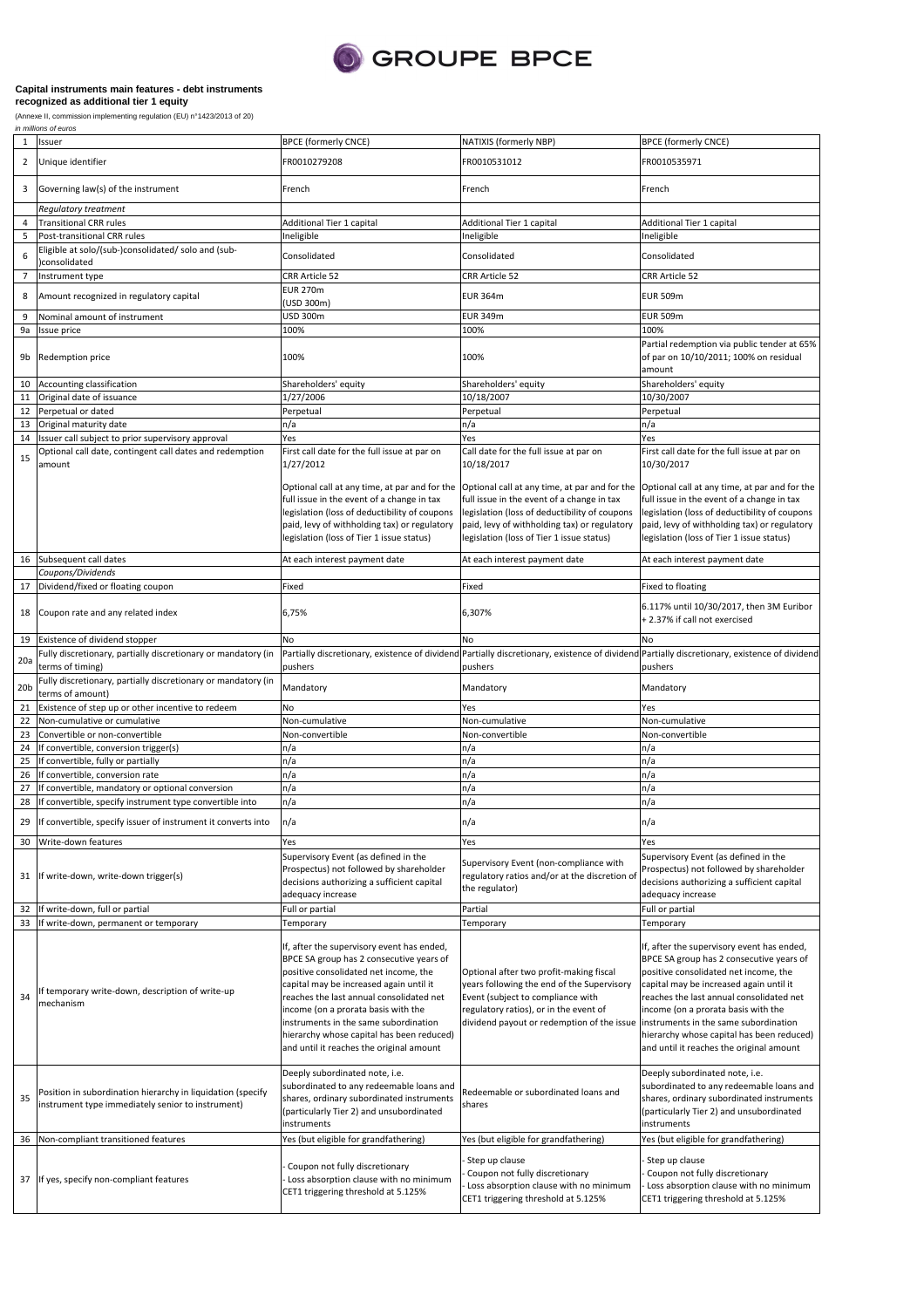GROUPE BPCE

**Capital instruments main features - debt instruments recognized as additional tier 1 equity**

(Annexe II, commission implementing regulation (EU) n°1423/2013 of 20)

*in millions of euros*

| | | | | |
|---|---|---|---|---|
| 1 | Issuer | BPCE (formerly CNCE) | NATIXIS (formerly NBP) | BPCE (formerly CNCE) |
| 2 | Unique identifier | FR0010279208 | FR0010531012 | FR0010535971 |
| 3 | Governing law(s) of the instrument | French | French | French |
| | *Regulatory treatment* | | | |
| 4 | Transitional CRR rules | Additional Tier 1 capital | Additional Tier 1 capital | Additional Tier 1 capital |
| 5 | Post-transitional CRR rules | Ineligible | Ineligible | Ineligible |
| 6 | Eligible at solo/(sub-)consolidated/ solo and (sub-)consolidated | Consolidated | Consolidated | Consolidated |
| 7 | Instrument type | CRR Article 52 | CRR Article 52 | CRR Article 52 |
| 8 | Amount recognized in regulatory capital | EUR 270m (USD 300m) | EUR 364m | EUR 509m |
| 9 | Nominal amount of instrument | USD 300m | EUR 349m | EUR 509m |
| 9a | Issue price | 100% | 100% | 100% |
| 9b | Redemption price | 100% | 100% | Partial redemption via public tender at 65% of par on 10/10/2011; 100% on residual amount |
| 10 | Accounting classification | Shareholders' equity | Shareholders' equity | Shareholders' equity |
| 11 | Original date of issuance | 1/27/2006 | 10/18/2007 | 10/30/2007 |
| 12 | Perpetual or dated | Perpetual | Perpetual | Perpetual |
| 13 | Original maturity date | n/a | n/a | n/a |
| 14 | Issuer call subject to prior supervisory approval | Yes | Yes | Yes |
| 15 | Optional call date, contingent call dates and redemption amount | First call date for the full issue at par on 1/27/2012<br><br>Optional call at any time, at par and for the full issue in the event of a change in tax legislation (loss of deductibility of coupons paid, levy of withholding tax) or regulatory legislation (loss of Tier 1 issue status) | Call date for the full issue at par on 10/18/2017<br><br>Optional call at any time, at par and for the full issue in the event of a change in tax legislation (loss of deductibility of coupons paid, levy of withholding tax) or regulatory legislation (loss of Tier 1 issue status) | First call date for the full issue at par on 10/30/2017<br><br>Optional call at any time, at par and for the full issue in the event of a change in tax legislation (loss of deductibility of coupons paid, levy of withholding tax) or regulatory legislation (loss of Tier 1 issue status) |
| 16 | Subsequent call dates | At each interest payment date | At each interest payment date | At each interest payment date |
| | *Coupons/Dividends* | | | |
| 17 | Dividend/fixed or floating coupon | Fixed | Fixed | Fixed to floating |
| 18 | Coupon rate and any related index | 6,75% | 6,307% | 6.117% until 10/30/2017, then 3M Euribor + 2.37% if call not exercised |
| 19 | Existence of dividend stopper | No | No | No |
| 20a | Fully discretionary, partially discretionary or mandatory (in terms of timing) | Partially discretionary, existence of dividend pushers | Partially discretionary, existence of dividend pushers | Partially discretionary, existence of dividend pushers |
| 20b | Fully discretionary, partially discretionary or mandatory (in terms of amount) | Mandatory | Mandatory | Mandatory |
| 21 | Existence of step up or other incentive to redeem | No | Yes | Yes |
| 22 | Non-cumulative or cumulative | Non-cumulative | Non-cumulative | Non-cumulative |
| 23 | Convertible or non-convertible | Non-convertible | Non-convertible | Non-convertible |
| 24 | If convertible, conversion trigger(s) | n/a | n/a | n/a |
| 25 | If convertible, fully or partially | n/a | n/a | n/a |
| 26 | If convertible, conversion rate | n/a | n/a | n/a |
| 27 | If convertible, mandatory or optional conversion | n/a | n/a | n/a |
| 28 | If convertible, specify instrument type convertible into | n/a | n/a | n/a |
| 29 | If convertible, specify issuer of instrument it converts into | n/a | n/a | n/a |
| 30 | Write-down features | Yes | Yes | Yes |
| 31 | If write-down, write-down trigger(s) | Supervisory Event (as defined in the Prospectus) not followed by shareholder decisions authorizing a sufficient capital adequacy increase | Supervisory Event (non-compliance with regulatory ratios and/or at the discretion of the regulator) | Supervisory Event (as defined in the Prospectus) not followed by shareholder decisions authorizing a sufficient capital adequacy increase |
| 32 | If write-down, full or partial | Full or partial | Partial | Full or partial |
| 33 | If write-down, permanent or temporary | Temporary | Temporary | Temporary |
| 34 | If temporary write-down, description of write-up mechanism | If, after the supervisory event has ended, BPCE SA group has 2 consecutive years of positive consolidated net income, the capital may be increased again until it reaches the last annual consolidated net income (on a prorata basis with the instruments in the same subordination hierarchy whose capital has been reduced) and until it reaches the original amount | Optional after two profit-making fiscal years following the end of the Supervisory Event (subject to compliance with regulatory ratios), or in the event of dividend payout or redemption of the issue | If, after the supervisory event has ended, BPCE SA group has 2 consecutive years of positive consolidated net income, the capital may be increased again until it reaches the last annual consolidated net income (on a prorata basis with the instruments in the same subordination hierarchy whose capital has been reduced) and until it reaches the original amount |
| 35 | Position in subordination hierarchy in liquidation (specify instrument type immediately senior to instrument) | Deeply subordinated note, i.e. subordinated to any redeemable loans and shares, ordinary subordinated instruments (particularly Tier 2) and unsubordinated instruments | Redeemable or subordinated loans and shares | Deeply subordinated note, i.e. subordinated to any redeemable loans and shares, ordinary subordinated instruments (particularly Tier 2) and unsubordinated instruments |
| 36 | Non-compliant transitioned features | Yes (but eligible for grandfathering) | Yes (but eligible for grandfathering) | Yes (but eligible for grandfathering) |
| 37 | If yes, specify non-compliant features | - Coupon not fully discretionary<br>- Loss absorption clause with no minimum CET1 triggering threshold at 5.125% | - Step up clause<br>- Coupon not fully discretionary<br>- Loss absorption clause with no minimum CET1 triggering threshold at 5.125% | - Step up clause<br>- Coupon not fully discretionary<br>- Loss absorption clause with no minimum CET1 triggering threshold at 5.125% |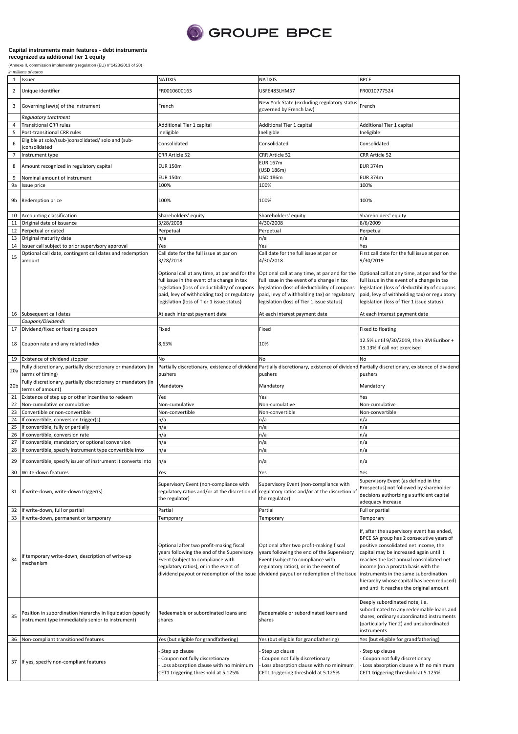**Capital instruments main features - debt instruments recognized as additional tier 1 equity**

(Annexe II, commission implementing regulation (EU) n°1423/2013 of 20)

*in millions of euros*

| | | | | |
|---|---|---|---|---|
| 1 | Issuer | NATIXIS | NATIXIS | BPCE |
| 2 | Unique identifier | FR0010600163 | USF6483LHM57 | FR0010777524 |
| 3 | Governing law(s) of the instrument | French | New York State (excluding regulatory status governed by French law) | French |
| | *Regulatory treatment* | | | |
| 4 | Transitional CRR rules | Additional Tier 1 capital | Additional Tier 1 capital | Additional Tier 1 capital |
| 5 | Post-transitional CRR rules | Ineligible | Ineligible | Ineligible |
| 6 | Eligible at solo/(sub-)consolidated/ solo and (sub-)consolidated | Consolidated | Consolidated | Consolidated |
| 7 | Instrument type | CRR Article 52 | CRR Article 52 | CRR Article 52 |
| 8 | Amount recognized in regulatory capital | EUR 150m | EUR 167m (USD 186m) | EUR 374m |
| 9 | Nominal amount of instrument | EUR 150m | USD 186m | EUR 374m |
| 9a | Issue price | 100% | 100% | 100% |
| 9b | Redemption price | 100% | 100% | 100% |
| 10 | Accounting classification | Shareholders' equity | Shareholders' equity | Shareholders' equity |
| 11 | Original date of issuance | 3/28/2008 | 4/30/2008 | 8/6/2009 |
| 12 | Perpetual or dated | Perpetual | Perpetual | Perpetual |
| 13 | Original maturity date | n/a | n/a | n/a |
| 14 | Issuer call subject to prior supervisory approval | Yes | Yes | Yes |
| 15 | Optional call date, contingent call dates and redemption amount | Call date for the full issue at par on 3/28/2018<br><br>Optional call at any time, at par and for the full issue in the event of a change in tax legislation (loss of deductibility of coupons paid, levy of withholding tax) or regulatory legislation (loss of Tier 1 issue status) | Call date for the full issue at par on 4/30/2018<br><br>Optional call at any time, at par and for the full issue in the event of a change in tax legislation (loss of deductibility of coupons paid, levy of withholding tax) or regulatory legislation (loss of Tier 1 issue status) | First call date for the full issue at par on 9/30/2019<br><br>Optional call at any time, at par and for the full issue in the event of a change in tax legislation (loss of deductibility of coupons paid, levy of withholding tax) or regulatory legislation (loss of Tier 1 issue status) |
| 16 | Subsequent call dates | At each interest payment date | At each interest payment date | At each interest payment date |
| | *Coupons/Dividends* | | | |
| 17 | Dividend/fixed or floating coupon | Fixed | Fixed | Fixed to floating |
| 18 | Coupon rate and any related index | 8,65% | 10% | 12.5% until 9/30/2019, then 3M Euribor + 13.13% if call not exercised |
| 19 | Existence of dividend stopper | No | No | No |
| 20a | Fully discretionary, partially discretionary or mandatory (in terms of timing) | Partially discretionary, existence of dividend pushers | Partially discretionary, existence of dividend pushers | Partially discretionary, existence of dividend pushers |
| 20b | Fully discretionary, partially discretionary or mandatory (in terms of amount) | Mandatory | Mandatory | Mandatory |
| 21 | Existence of step up or other incentive to redeem | Yes | Yes | Yes |
| 22 | Non-cumulative or cumulative | Non-cumulative | Non-cumulative | Non-cumulative |
| 23 | Convertible or non-convertible | Non-convertible | Non-convertible | Non-convertible |
| 24 | If convertible, conversion trigger(s) | n/a | n/a | n/a |
| 25 | If convertible, fully or partially | n/a | n/a | n/a |
| 26 | If convertible, conversion rate | n/a | n/a | n/a |
| 27 | If convertible, mandatory or optional conversion | n/a | n/a | n/a |
| 28 | If convertible, specify instrument type convertible into | n/a | n/a | n/a |
| 29 | If convertible, specify issuer of instrument it converts into | n/a | n/a | n/a |
| 30 | Write-down features | Yes | Yes | Yes |
| 31 | If write-down, write-down trigger(s) | Supervisory Event (non-compliance with regulatory ratios and/or at the discretion of the regulator) | Supervisory Event (non-compliance with regulatory ratios and/or at the discretion of the regulator) | Supervisory Event (as defined in the Prospectus) not followed by shareholder decisions authorizing a sufficient capital adequacy increase |
| 32 | If write-down, full or partial | Partial | Partial | Full or partial |
| 33 | If write-down, permanent or temporary | Temporary | Temporary | Temporary |
| 34 | If temporary write-down, description of write-up mechanism | Optional after two profit-making fiscal years following the end of the Supervisory Event (subject to compliance with regulatory ratios), or in the event of dividend payout or redemption of the issue | Optional after two profit-making fiscal years following the end of the Supervisory Event (subject to compliance with regulatory ratios), or in the event of dividend payout or redemption of the issue | If, after the supervisory event has ended, BPCE SA group has 2 consecutive years of positive consolidated net income, the capital may be increased again until it reaches the last annual consolidated net income (on a prorata basis with the instruments in the same subordination hierarchy whose capital has been reduced) and until it reaches the original amount |
| 35 | Position in subordination hierarchy in liquidation (specify instrument type immediately senior to instrument) | Redeemable or subordinated loans and shares | Redeemable or subordinated loans and shares | Deeply subordinated note, i.e. subordinated to any redeemable loans and shares, ordinary subordinated instruments (particularly Tier 2) and unsubordinated instruments |
| 36 | Non-compliant transitioned features | Yes (but eligible for grandfathering) | Yes (but eligible for grandfathering) | Yes (but eligible for grandfathering) |
| 37 | If yes, specify non-compliant features | - Step up clause<br>- Coupon not fully discretionary<br>- Loss absorption clause with no minimum CET1 triggering threshold at 5.125% | - Step up clause<br>- Coupon not fully discretionary<br>- Loss absorption clause with no minimum CET1 triggering threshold at 5.125% | - Step up clause<br>- Coupon not fully discretionary<br>- Loss absorption clause with no minimum CET1 triggering threshold at 5.125% |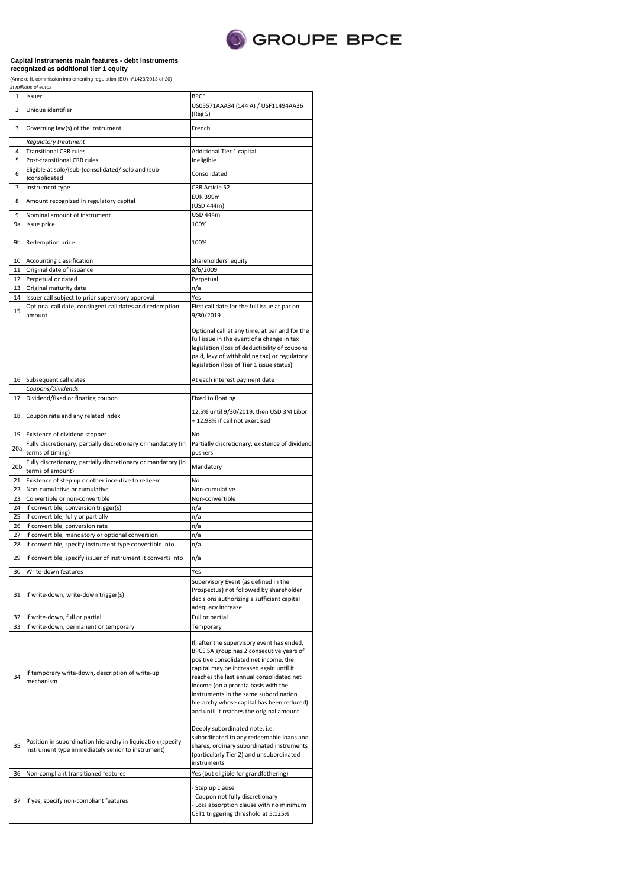**Capital instruments main features - debt instruments recognized as additional tier 1 equity**

(Annexe II, commission implementing regulation (EU) n°1423/2013 of 20)

*in millions of euros*

| | | |
|---|---|---|
| 1 | Issuer | BPCE |
| 2 | Unique identifier | US05571AAA34 (144 A) / USF11494AA36 (Reg S) |
| 3 | Governing law(s) of the instrument | French |
| | *Regulatory treatment* | |
| 4 | Transitional CRR rules | Additional Tier 1 capital |
| 5 | Post-transitional CRR rules | Ineligible |
| 6 | Eligible at solo/(sub-)consolidated/ solo and (sub-)consolidated | Consolidated |
| 7 | Instrument type | CRR Article 52 |
| 8 | Amount recognized in regulatory capital | EUR 399m (USD 444m) |
| 9 | Nominal amount of instrument | USD 444m |
| 9a | Issue price | 100% |
| 9b | Redemption price | 100% |
| 10 | Accounting classification | Shareholders' equity |
| 11 | Original date of issuance | 8/6/2009 |
| 12 | Perpetual or dated | Perpetual |
| 13 | Original maturity date | n/a |
| 14 | Issuer call subject to prior supervisory approval | Yes |
| 15 | Optional call date, contingent call dates and redemption amount | First call date for the full issue at par on 9/30/2019<br><br>Optional call at any time, at par and for the full issue in the event of a change in tax legislation (loss of deductibility of coupons paid, levy of withholding tax) or regulatory legislation (loss of Tier 1 issue status) |
| 16 | Subsequent call dates | At each interest payment date |
| | *Coupons/Dividends* | |
| 17 | Dividend/fixed or floating coupon | Fixed to floating |
| 18 | Coupon rate and any related index | 12.5% until 9/30/2019, then USD 3M Libor + 12.98% if call not exercised |
| 19 | Existence of dividend stopper | No |
| 20a | Fully discretionary, partially discretionary or mandatory (in terms of timing) | Partially discretionary, existence of dividend pushers |
| 20b | Fully discretionary, partially discretionary or mandatory (in terms of amount) | Mandatory |
| 21 | Existence of step up or other incentive to redeem | No |
| 22 | Non-cumulative or cumulative | Non-cumulative |
| 23 | Convertible or non-convertible | Non-convertible |
| 24 | If convertible, conversion trigger(s) | n/a |
| 25 | If convertible, fully or partially | n/a |
| 26 | If convertible, conversion rate | n/a |
| 27 | If convertible, mandatory or optional conversion | n/a |
| 28 | If convertible, specify instrument type convertible into | n/a |
| 29 | If convertible, specify issuer of instrument it converts into | n/a |
| 30 | Write-down features | Yes |
| 31 | If write-down, write-down trigger(s) | Supervisory Event (as defined in the Prospectus) not followed by shareholder decisions authorizing a sufficient capital adequacy increase |
| 32 | If write-down, full or partial | Full or partial |
| 33 | If write-down, permanent or temporary | Temporary |
| 34 | If temporary write-down, description of write-up mechanism | If, after the supervisory event has ended, BPCE SA group has 2 consecutive years of positive consolidated net income, the capital may be increased again until it reaches the last annual consolidated net income (on a prorata basis with the instruments in the same subordination hierarchy whose capital has been reduced) and until it reaches the original amount |
| 35 | Position in subordination hierarchy in liquidation (specify instrument type immediately senior to instrument) | Deeply subordinated note, i.e. subordinated to any redeemable loans and shares, ordinary subordinated instruments (particularly Tier 2) and unsubordinated instruments |
| 36 | Non-compliant transitioned features | Yes (but eligible for grandfathering) |
| 37 | If yes, specify non-compliant features | - Step up clause<br>- Coupon not fully discretionary<br>- Loss absorption clause with no minimum CET1 triggering threshold at 5.125% |